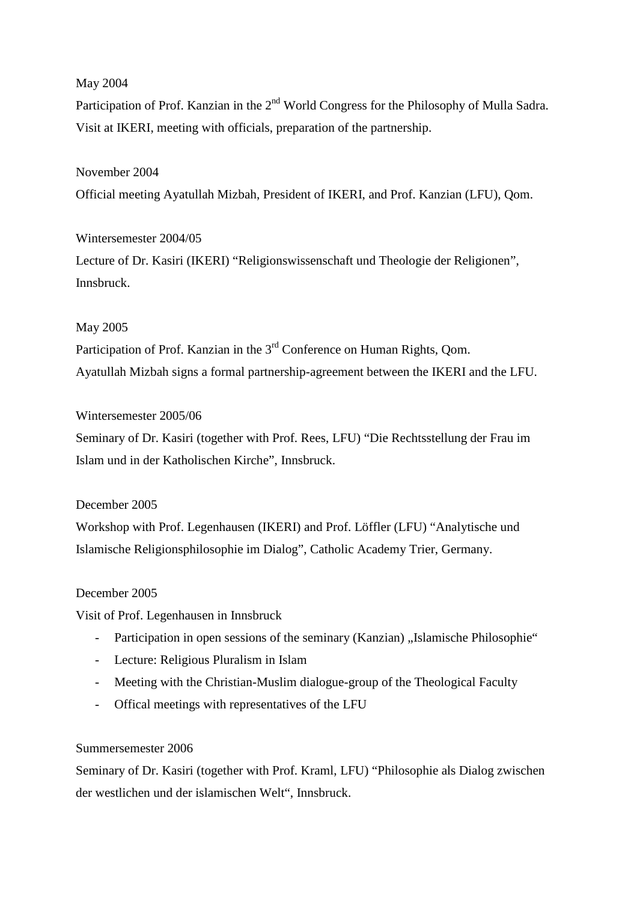May 2004

Participation of Prof. Kanzian in the 2nd World Congress for the Philosophy of Mulla Sadra. Visit at IKERI, meeting with officials, preparation of the partnership.

November 2004

Official meeting Ayatullah Mizbah, President of IKERI, and Prof. Kanzian (LFU), Qom.

Wintersemester 2004/05

Lecture of Dr. Kasiri (IKERI) "Religionswissenschaft und Theologie der Religionen", Innsbruck.

May 2005

Participation of Prof. Kanzian in the 3rd Conference on Human Rights, Qom.
Ayatullah Mizbah signs a formal partnership-agreement between the IKERI and the LFU.

Wintersemester 2005/06

Seminary of Dr. Kasiri (together with Prof. Rees, LFU) "Die Rechtsstellung der Frau im Islam und in der Katholischen Kirche", Innsbruck.

December 2005

Workshop with Prof. Legenhausen (IKERI) and Prof. Löffler (LFU) "Analytische und Islamische Religionsphilosophie im Dialog", Catholic Academy Trier, Germany.

December 2005

Visit of Prof. Legenhausen in Innsbruck

- Participation in open sessions of the seminary (Kanzian) „Islamische Philosophie"
- Lecture: Religious Pluralism in Islam
- Meeting with the Christian-Muslim dialogue-group of the Theological Faculty
- Offical meetings with representatives of the LFU

Summersemester 2006

Seminary of Dr. Kasiri (together with Prof. Kraml, LFU) "Philosophie als Dialog zwischen der westlichen und der islamischen Welt", Innsbruck.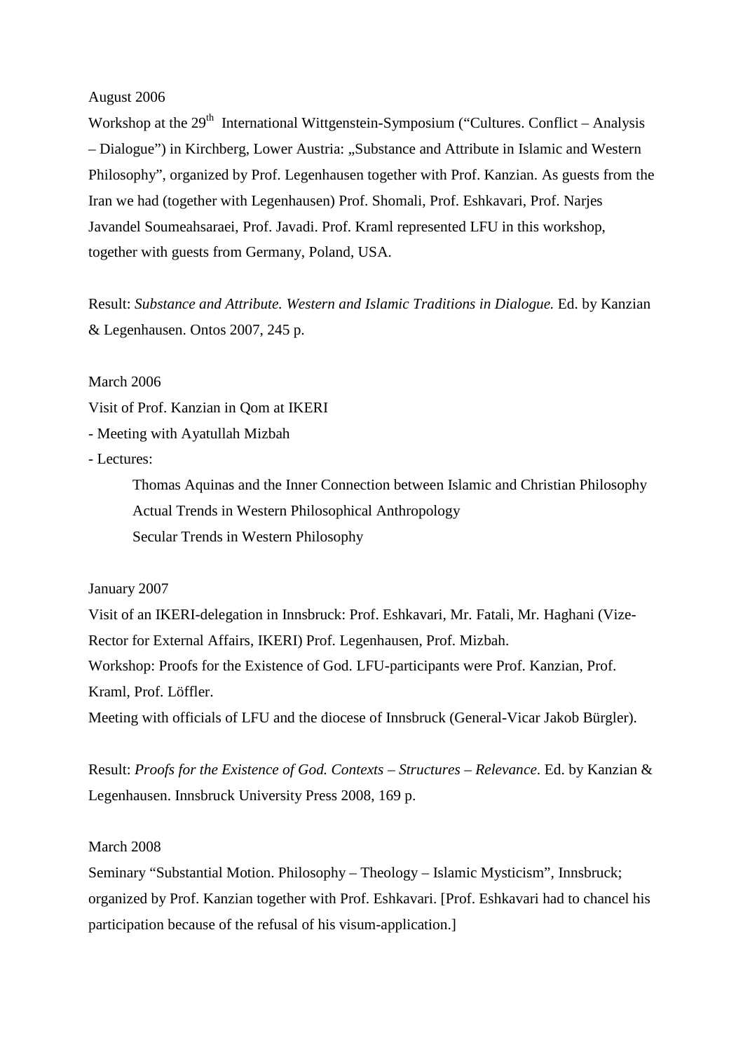August 2006

Workshop at the 29th International Wittgenstein-Symposium ("Cultures. Conflict – Analysis – Dialogue") in Kirchberg, Lower Austria: „Substance and Attribute in Islamic and Western Philosophy", organized by Prof. Legenhausen together with Prof. Kanzian. As guests from the Iran we had (together with Legenhausen) Prof. Shomali, Prof. Eshkavari, Prof. Narjes Javandel Soumeahsaraei, Prof. Javadi. Prof. Kraml represented LFU in this workshop, together with guests from Germany, Poland, USA.

Result: *Substance and Attribute. Western and Islamic Traditions in Dialogue.* Ed. by Kanzian & Legenhausen. Ontos 2007, 245 p.

March 2006

Visit of Prof. Kanzian in Qom at IKERI

- Meeting with Ayatullah Mizbah
- Lectures:

    Thomas Aquinas and the Inner Connection between Islamic and Christian Philosophy
    Actual Trends in Western Philosophical Anthropology
    Secular Trends in Western Philosophy

January 2007

Visit of an IKERI-delegation in Innsbruck: Prof. Eshkavari, Mr. Fatali, Mr. Haghani (Vize-Rector for External Affairs, IKERI) Prof. Legenhausen, Prof. Mizbah.

Workshop: Proofs for the Existence of God. LFU-participants were Prof. Kanzian, Prof. Kraml, Prof. Löffler.

Meeting with officials of LFU and the diocese of Innsbruck (General-Vicar Jakob Bürgler).

Result: *Proofs for the Existence of God. Contexts – Structures – Relevance.* Ed. by Kanzian & Legenhausen. Innsbruck University Press 2008, 169 p.

March 2008

Seminary "Substantial Motion. Philosophy – Theology – Islamic Mysticism", Innsbruck; organized by Prof. Kanzian together with Prof. Eshkavari. [Prof. Eshkavari had to chancel his participation because of the refusal of his visum-application.]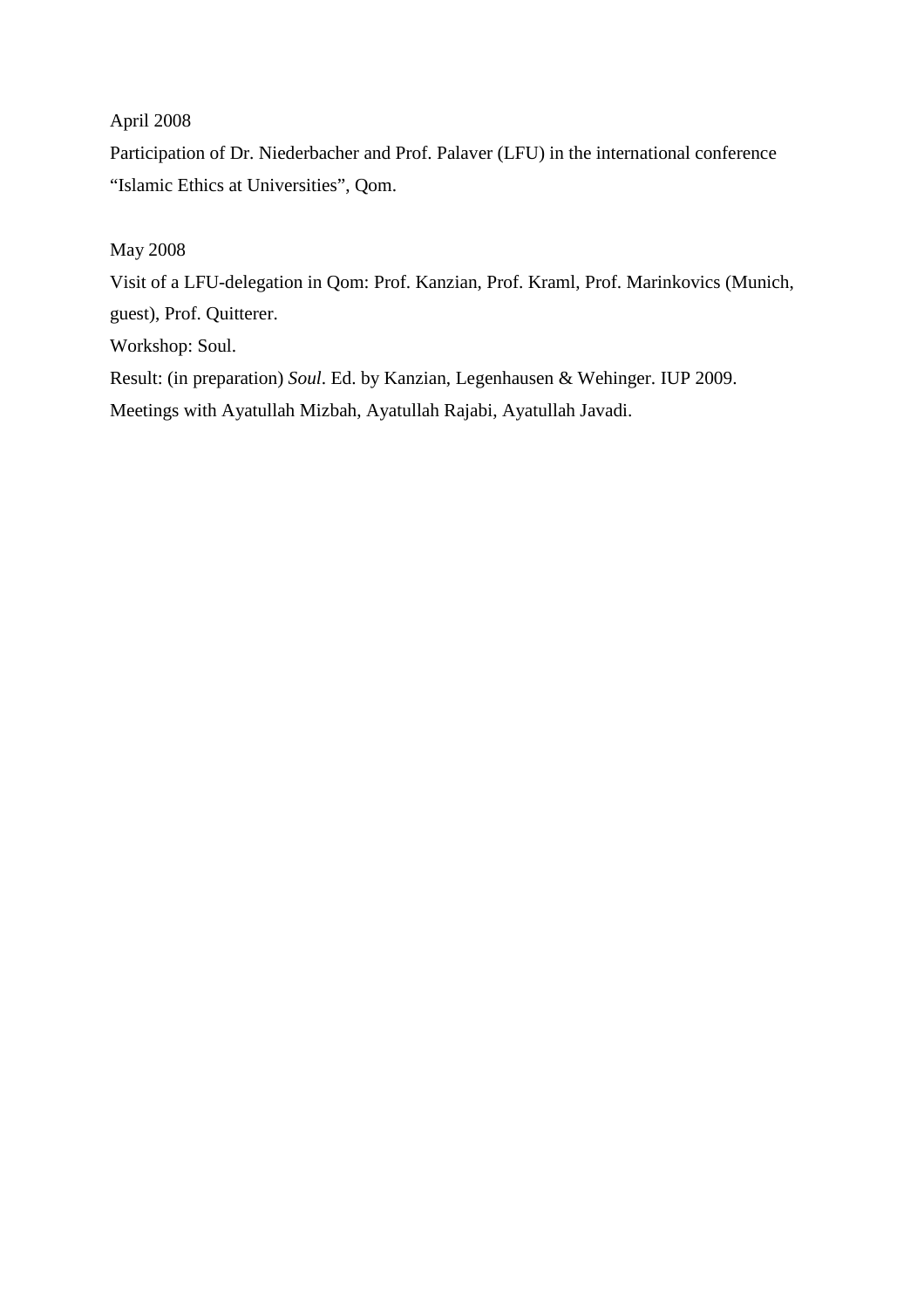April 2008

Participation of Dr. Niederbacher and Prof. Palaver (LFU) in the international conference "Islamic Ethics at Universities", Qom.

May 2008

Visit of a LFU-delegation in Qom: Prof. Kanzian, Prof. Kraml, Prof. Marinkovics (Munich, guest), Prof. Quitterer.

Workshop: Soul.

Result: (in preparation) *Soul*. Ed. by Kanzian, Legenhausen & Wehinger. IUP 2009.

Meetings with Ayatullah Mizbah, Ayatullah Rajabi, Ayatullah Javadi.